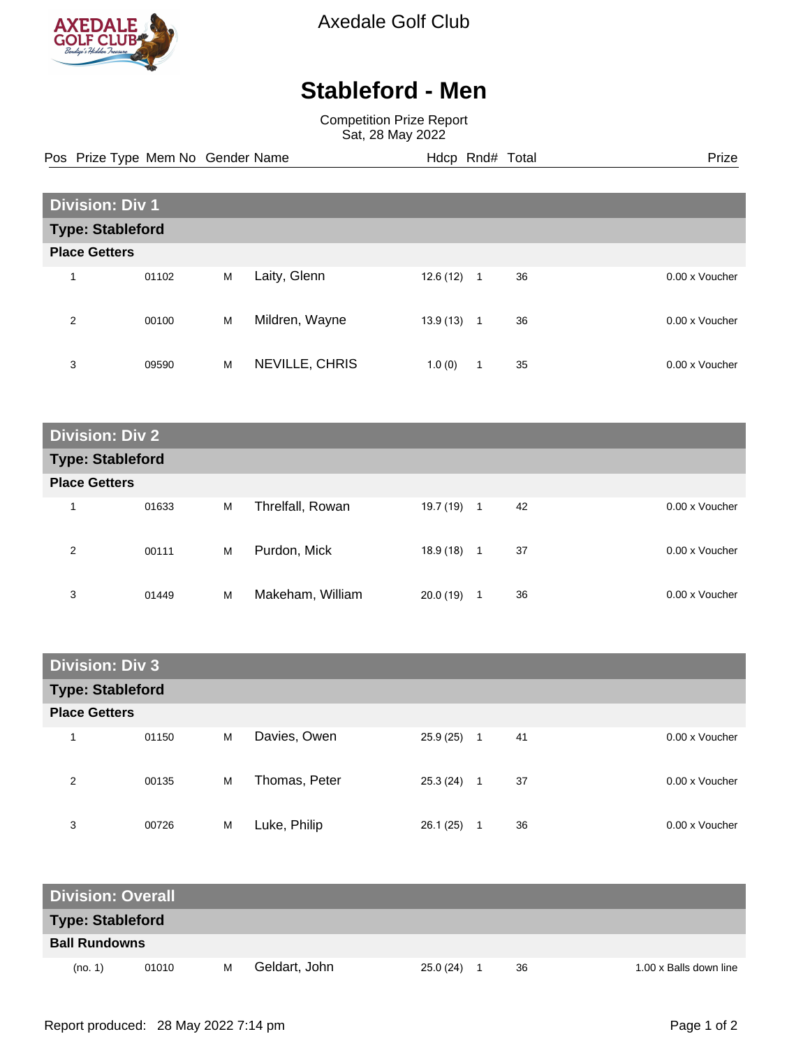Axedale Golf Club

# Stableford - Men

Competition Prize Report
Sat, 28 May 2022

| Pos | Prize Type | Mem No | Gender | Name | Hdcp | Rnd# | Total | Prize |
|---|---|---|---|---|---|---|---|---|

## Division: Div 1

### Type: Stableford

**Place Getters**

| Pos | Mem No | Gender | Name | Hdcp | Rnd# | Total | Prize |
|---|---|---|---|---|---|---|---|
| 1 | 01102 | M | Laity, Glenn | 12.6 (12) | 1 | 36 | 0.00 x Voucher |
| 2 | 00100 | M | Mildren, Wayne | 13.9 (13) | 1 | 36 | 0.00 x Voucher |
| 3 | 09590 | M | NEVILLE, CHRIS | 1.0 (0) | 1 | 35 | 0.00 x Voucher |

## Division: Div 2

### Type: Stableford

**Place Getters**

| Pos | Mem No | Gender | Name | Hdcp | Rnd# | Total | Prize |
|---|---|---|---|---|---|---|---|
| 1 | 01633 | M | Threlfall, Rowan | 19.7 (19) | 1 | 42 | 0.00 x Voucher |
| 2 | 00111 | M | Purdon, Mick | 18.9 (18) | 1 | 37 | 0.00 x Voucher |
| 3 | 01449 | M | Makeham, William | 20.0 (19) | 1 | 36 | 0.00 x Voucher |

## Division: Div 3

### Type: Stableford

**Place Getters**

| Pos | Mem No | Gender | Name | Hdcp | Rnd# | Total | Prize |
|---|---|---|---|---|---|---|---|
| 1 | 01150 | M | Davies, Owen | 25.9 (25) | 1 | 41 | 0.00 x Voucher |
| 2 | 00135 | M | Thomas, Peter | 25.3 (24) | 1 | 37 | 0.00 x Voucher |
| 3 | 00726 | M | Luke, Philip | 26.1 (25) | 1 | 36 | 0.00 x Voucher |

## Division: Overall

### Type: Stableford

**Ball Rundowns**

| Pos | Mem No | Gender | Name | Hdcp | Rnd# | Total | Prize |
|---|---|---|---|---|---|---|---|
| (no. 1) | 01010 | M | Geldart, John | 25.0 (24) | 1 | 36 | 1.00 x Balls down line |

Report produced: 28 May 2022 7:14 pm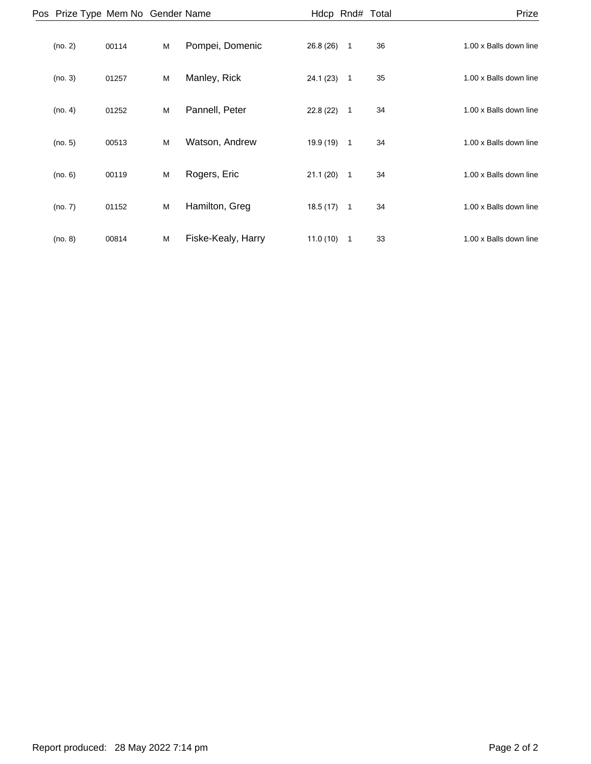| Pos | Prize Type | Mem No | Gender | Name | Hdcp | Rnd# | Total | Prize |
|---|---|---|---|---|---|---|---|---|
| | (no. 2) | 00114 | M | Pompei, Domenic | 26.8 (26) | 1 | 36 | 1.00 x Balls down line |
| | (no. 3) | 01257 | M | Manley, Rick | 24.1 (23) | 1 | 35 | 1.00 x Balls down line |
| | (no. 4) | 01252 | M | Pannell, Peter | 22.8 (22) | 1 | 34 | 1.00 x Balls down line |
| | (no. 5) | 00513 | M | Watson, Andrew | 19.9 (19) | 1 | 34 | 1.00 x Balls down line |
| | (no. 6) | 00119 | M | Rogers, Eric | 21.1 (20) | 1 | 34 | 1.00 x Balls down line |
| | (no. 7) | 01152 | M | Hamilton, Greg | 18.5 (17) | 1 | 34 | 1.00 x Balls down line |
| | (no. 8) | 00814 | M | Fiske-Kealy, Harry | 11.0 (10) | 1 | 33 | 1.00 x Balls down line |

Report produced: 28 May 2022 7:14 pm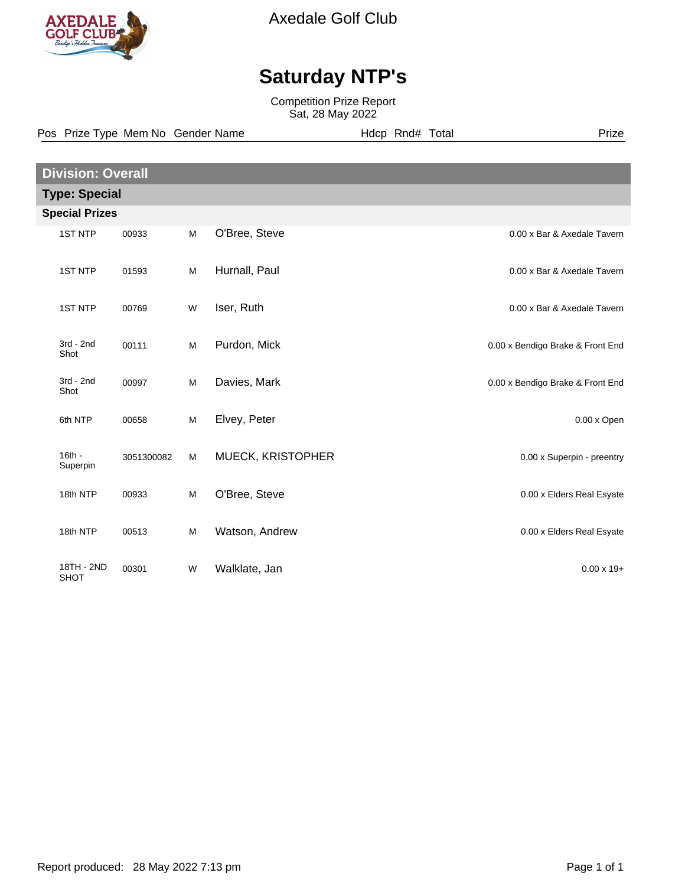Axedale Golf Club

# Saturday NTP's

Competition Prize Report
Sat, 28 May 2022

## Division: Overall

### Type: Special

#### Special Prizes

| Pos | Prize Type | Mem No | Gender | Name | Hdcp | Rnd# | Total | Prize |
|---|---|---|---|---|---|---|---|---|
| | 1ST NTP | 00933 | M | O'Bree, Steve | | | | 0.00 x Bar & Axedale Tavern |
| | 1ST NTP | 01593 | M | Hurnall, Paul | | | | 0.00 x Bar & Axedale Tavern |
| | 1ST NTP | 00769 | W | Iser, Ruth | | | | 0.00 x Bar & Axedale Tavern |
| | 3rd - 2nd Shot | 00111 | M | Purdon, Mick | | | | 0.00 x Bendigo Brake & Front End |
| | 3rd - 2nd Shot | 00997 | M | Davies, Mark | | | | 0.00 x Bendigo Brake & Front End |
| | 6th NTP | 00658 | M | Elvey, Peter | | | | 0.00 x Open |
| | 16th - Superpin | 3051300082 | M | MUECK, KRISTOPHER | | | | 0.00 x Superpin - preentry |
| | 18th NTP | 00933 | M | O'Bree, Steve | | | | 0.00 x Elders Real Esyate |
| | 18th NTP | 00513 | M | Watson, Andrew | | | | 0.00 x Elders Real Esyate |
| | 18TH - 2ND SHOT | 00301 | W | Walklate, Jan | | | | 0.00 x 19+ |

Report produced: 28 May 2022 7:13 pm